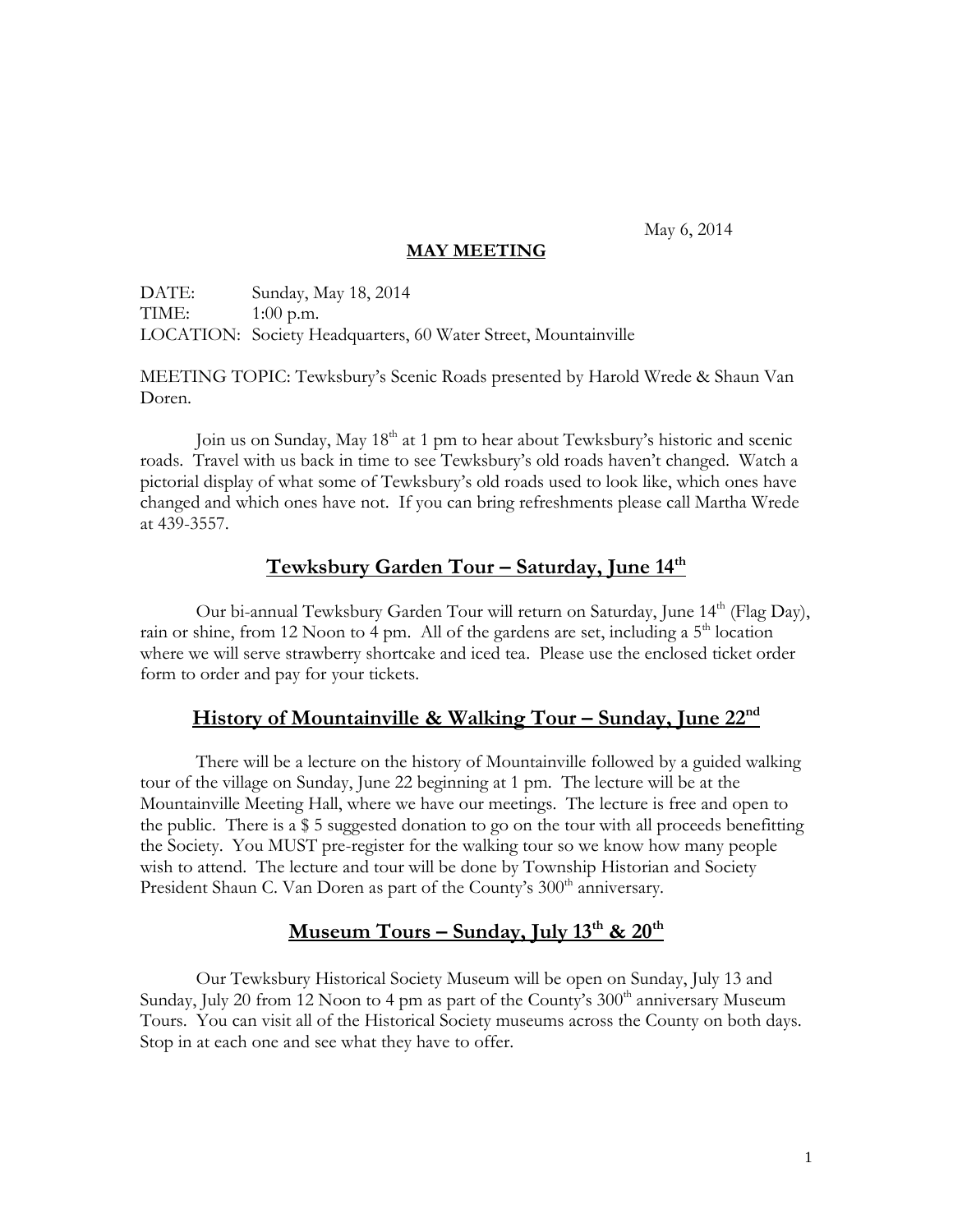May 6, 2014

**MAY MEETING**

DATE: Sunday, May 18, 2014
TIME: 1:00 p.m.
LOCATION: Society Headquarters, 60 Water Street, Mountainville

MEETING TOPIC: Tewksbury's Scenic Roads presented by Harold Wrede & Shaun Van Doren.

Join us on Sunday, May 18th at 1 pm to hear about Tewksbury's historic and scenic roads. Travel with us back in time to see Tewksbury's old roads haven't changed. Watch a pictorial display of what some of Tewksbury's old roads used to look like, which ones have changed and which ones have not. If you can bring refreshments please call Martha Wrede at 439-3557.

## Tewksbury Garden Tour – Saturday, June 14th

Our bi-annual Tewksbury Garden Tour will return on Saturday, June 14th (Flag Day), rain or shine, from 12 Noon to 4 pm. All of the gardens are set, including a 5th location where we will serve strawberry shortcake and iced tea. Please use the enclosed ticket order form to order and pay for your tickets.

## History of Mountainville & Walking Tour – Sunday, June 22nd

There will be a lecture on the history of Mountainville followed by a guided walking tour of the village on Sunday, June 22 beginning at 1 pm. The lecture will be at the Mountainville Meeting Hall, where we have our meetings. The lecture is free and open to the public. There is a $ 5 suggested donation to go on the tour with all proceeds benefitting the Society. You MUST pre-register for the walking tour so we know how many people wish to attend. The lecture and tour will be done by Township Historian and Society President Shaun C. Van Doren as part of the County's 300th anniversary.

## Museum Tours – Sunday, July 13th & 20th

Our Tewksbury Historical Society Museum will be open on Sunday, July 13 and Sunday, July 20 from 12 Noon to 4 pm as part of the County's 300th anniversary Museum Tours. You can visit all of the Historical Society museums across the County on both days. Stop in at each one and see what they have to offer.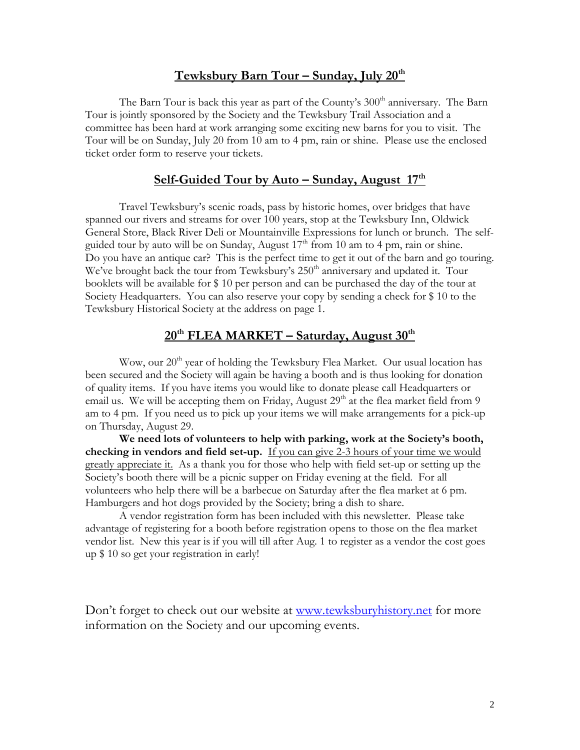## **Tewksbury Barn Tour – Sunday, July 20th**

The Barn Tour is back this year as part of the County's 300th anniversary. The Barn Tour is jointly sponsored by the Society and the Tewksbury Trail Association and a committee has been hard at work arranging some exciting new barns for you to visit. The Tour will be on Sunday, July 20 from 10 am to 4 pm, rain or shine. Please use the enclosed ticket order form to reserve your tickets.

## **Self-Guided Tour by Auto – Sunday, August 17th**

Travel Tewksbury's scenic roads, pass by historic homes, over bridges that have spanned our rivers and streams for over 100 years, stop at the Tewksbury Inn, Oldwick General Store, Black River Deli or Mountainville Expressions for lunch or brunch. The self-guided tour by auto will be on Sunday, August 17th from 10 am to 4 pm, rain or shine. Do you have an antique car? This is the perfect time to get it out of the barn and go touring. We've brought back the tour from Tewksbury's 250th anniversary and updated it. Tour booklets will be available for $ 10 per person and can be purchased the day of the tour at Society Headquarters. You can also reserve your copy by sending a check for $ 10 to the Tewksbury Historical Society at the address on page 1.

## **20th FLEA MARKET – Saturday, August 30th**

Wow, our 20th year of holding the Tewksbury Flea Market. Our usual location has been secured and the Society will again be having a booth and is thus looking for donation of quality items. If you have items you would like to donate please call Headquarters or email us. We will be accepting them on Friday, August 29th at the flea market field from 9 am to 4 pm. If you need us to pick up your items we will make arrangements for a pick-up on Thursday, August 29.

**We need lots of volunteers to help with parking, work at the Society's booth, checking in vendors and field set-up.** If you can give 2-3 hours of your time we would greatly appreciate it. As a thank you for those who help with field set-up or setting up the Society's booth there will be a picnic supper on Friday evening at the field. For all volunteers who help there will be a barbecue on Saturday after the flea market at 6 pm. Hamburgers and hot dogs provided by the Society; bring a dish to share.

A vendor registration form has been included with this newsletter. Please take advantage of registering for a booth before registration opens to those on the flea market vendor list. New this year is if you will till after Aug. 1 to register as a vendor the cost goes up $ 10 so get your registration in early!

Don't forget to check out our website at [www.tewksburyhistory.net](http://www.tewksburyhistory.net) for more information on the Society and our upcoming events.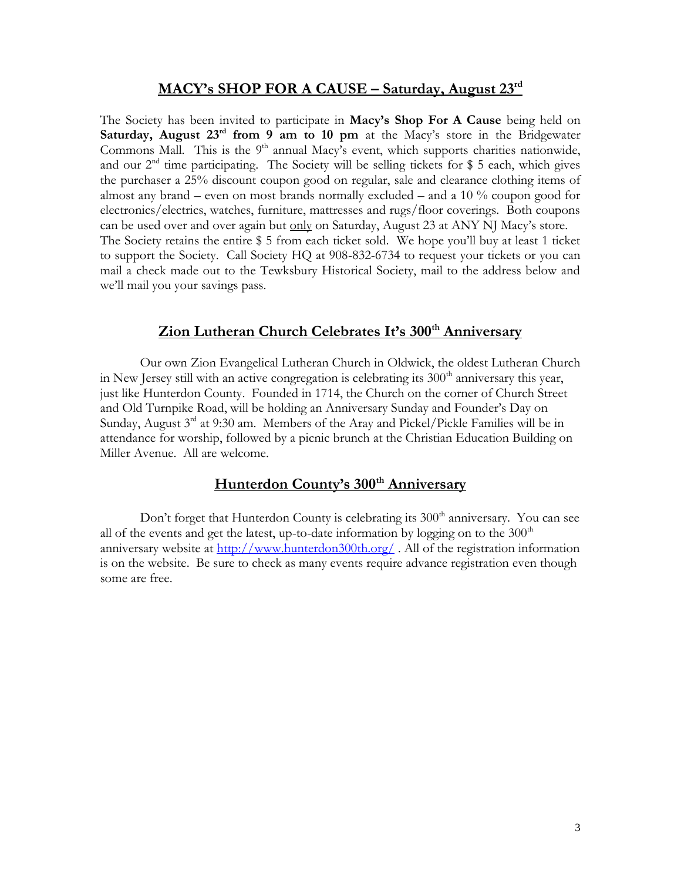## MACY's SHOP FOR A CAUSE – Saturday, August 23rd

The Society has been invited to participate in **Macy's Shop For A Cause** being held on **Saturday, August 23rd from 9 am to 10 pm** at the Macy's store in the Bridgewater Commons Mall. This is the 9th annual Macy's event, which supports charities nationwide, and our 2nd time participating. The Society will be selling tickets for $ 5 each, which gives the purchaser a 25% discount coupon good on regular, sale and clearance clothing items of almost any brand – even on most brands normally excluded – and a 10 % coupon good for electronics/electrics, watches, furniture, mattresses and rugs/floor coverings. Both coupons can be used over and over again but <u>only</u> on Saturday, August 23 at ANY NJ Macy's store. The Society retains the entire $ 5 from each ticket sold. We hope you'll buy at least 1 ticket to support the Society. Call Society HQ at 908-832-6734 to request your tickets or you can mail a check made out to the Tewksbury Historical Society, mail to the address below and we'll mail you your savings pass.

## Zion Lutheran Church Celebrates It's 300th Anniversary

Our own Zion Evangelical Lutheran Church in Oldwick, the oldest Lutheran Church in New Jersey still with an active congregation is celebrating its 300th anniversary this year, just like Hunterdon County. Founded in 1714, the Church on the corner of Church Street and Old Turnpike Road, will be holding an Anniversary Sunday and Founder's Day on Sunday, August 3rd at 9:30 am. Members of the Aray and Pickel/Pickle Families will be in attendance for worship, followed by a picnic brunch at the Christian Education Building on Miller Avenue. All are welcome.

## Hunterdon County's 300th Anniversary

Don't forget that Hunterdon County is celebrating its 300th anniversary. You can see all of the events and get the latest, up-to-date information by logging on to the 300th anniversary website at http://www.hunterdon300th.org/ . All of the registration information is on the website. Be sure to check as many events require advance registration even though some are free.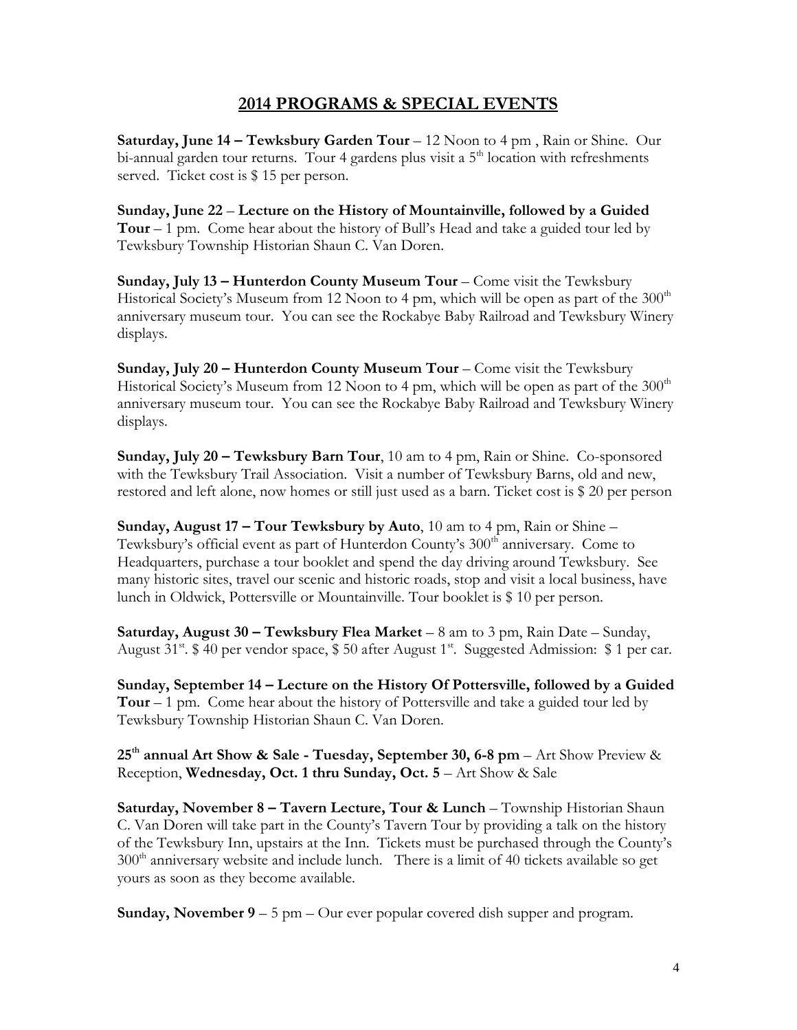## 2014 PROGRAMS & SPECIAL EVENTS

**Saturday, June 14 – Tewksbury Garden Tour** – 12 Noon to 4 pm , Rain or Shine. Our bi-annual garden tour returns. Tour 4 gardens plus visit a 5th location with refreshments served. Ticket cost is $ 15 per person.

**Sunday, June 22** – **Lecture on the History of Mountainville, followed by a Guided Tour** – 1 pm. Come hear about the history of Bull's Head and take a guided tour led by Tewksbury Township Historian Shaun C. Van Doren.

**Sunday, July 13 – Hunterdon County Museum Tour** – Come visit the Tewksbury Historical Society's Museum from 12 Noon to 4 pm, which will be open as part of the 300th anniversary museum tour. You can see the Rockabye Baby Railroad and Tewksbury Winery displays.

**Sunday, July 20 – Hunterdon County Museum Tour** – Come visit the Tewksbury Historical Society's Museum from 12 Noon to 4 pm, which will be open as part of the 300th anniversary museum tour. You can see the Rockabye Baby Railroad and Tewksbury Winery displays.

**Sunday, July 20 – Tewksbury Barn Tour**, 10 am to 4 pm, Rain or Shine. Co-sponsored with the Tewksbury Trail Association. Visit a number of Tewksbury Barns, old and new, restored and left alone, now homes or still just used as a barn. Ticket cost is $ 20 per person

**Sunday, August 17 – Tour Tewksbury by Auto**, 10 am to 4 pm, Rain or Shine – Tewksbury's official event as part of Hunterdon County's 300th anniversary. Come to Headquarters, purchase a tour booklet and spend the day driving around Tewksbury. See many historic sites, travel our scenic and historic roads, stop and visit a local business, have lunch in Oldwick, Pottersville or Mountainville. Tour booklet is $ 10 per person.

**Saturday, August 30 – Tewksbury Flea Market** – 8 am to 3 pm, Rain Date – Sunday, August 31st. $ 40 per vendor space, $ 50 after August 1st. Suggested Admission: $ 1 per car.

**Sunday, September 14 – Lecture on the History Of Pottersville, followed by a Guided Tour** – 1 pm. Come hear about the history of Pottersville and take a guided tour led by Tewksbury Township Historian Shaun C. Van Doren.

**25th annual Art Show & Sale - Tuesday, September 30, 6-8 pm** – Art Show Preview & Reception, **Wednesday, Oct. 1 thru Sunday, Oct. 5** – Art Show & Sale

**Saturday, November 8 – Tavern Lecture, Tour & Lunch** – Township Historian Shaun C. Van Doren will take part in the County's Tavern Tour by providing a talk on the history of the Tewksbury Inn, upstairs at the Inn. Tickets must be purchased through the County's 300th anniversary website and include lunch. There is a limit of 40 tickets available so get yours as soon as they become available.

**Sunday, November 9** – 5 pm – Our ever popular covered dish supper and program.